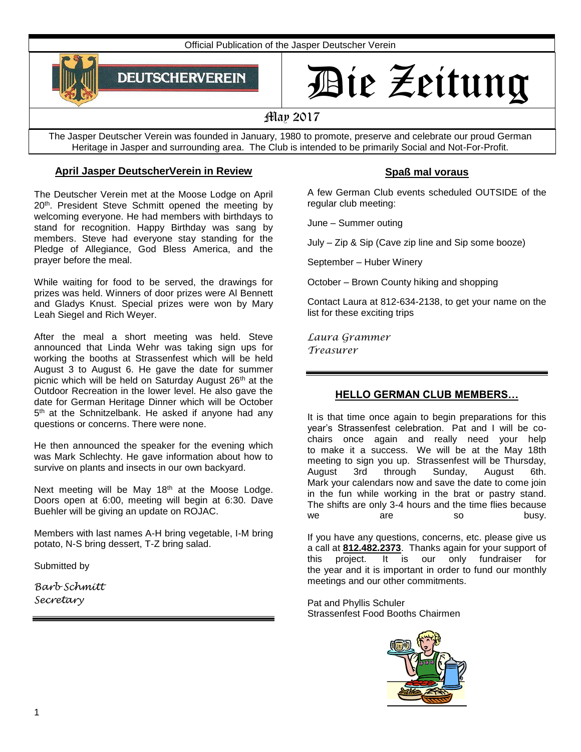Official Publication of the Jasper Deutscher Verein

DEUTSCHERVEREIN

# Die Zeitung

May 2017

The Jasper Deutscher Verein was founded in January, 1980 to promote, preserve and celebrate our proud German Heritage in Jasper and surrounding area. The Club is intended to be primarily Social and Not-For-Profit.

## April Jasper DeutscherVerein in Review

The Deutscher Verein met at the Moose Lodge on April 20th. President Steve Schmitt opened the meeting by welcoming everyone. He had members with birthdays to stand for recognition. Happy Birthday was sang by members. Steve had everyone stay standing for the Pledge of Allegiance, God Bless America, and the prayer before the meal.

While waiting for food to be served, the drawings for prizes was held. Winners of door prizes were Al Bennett and Gladys Knust. Special prizes were won by Mary Leah Siegel and Rich Weyer.

After the meal a short meeting was held. Steve announced that Linda Wehr was taking sign ups for working the booths at Strassenfest which will be held August 3 to August 6. He gave the date for summer picnic which will be held on Saturday August 26th at the Outdoor Recreation in the lower level. He also gave the date for German Heritage Dinner which will be October 5th at the Schnitzelbank. He asked if anyone had any questions or concerns. There were none.

He then announced the speaker for the evening which was Mark Schlechty. He gave information about how to survive on plants and insects in our own backyard.

Next meeting will be May 18th at the Moose Lodge. Doors open at 6:00, meeting will begin at 6:30. Dave Buehler will be giving an update on ROJAC.

Members with last names A-H bring vegetable, I-M bring potato, N-S bring dessert, T-Z bring salad.

Submitted by

*Barb Schmitt*
*Secretary*

## Spaß mal voraus

A few German Club events scheduled OUTSIDE of the regular club meeting:

June – Summer outing

July – Zip & Sip (Cave zip line and Sip some booze)

September – Huber Winery

October – Brown County hiking and shopping

Contact Laura at 812-634-2138, to get your name on the list for these exciting trips

*Laura Grammer*
*Treasurer*

## HELLO GERMAN CLUB MEMBERS…

It is that time once again to begin preparations for this year's Strassenfest celebration. Pat and I will be co-chairs once again and really need your help to make it a success. We will be at the May 18th meeting to sign you up. Strassenfest will be Thursday, August 3rd through Sunday, August 6th. Mark your calendars now and save the date to come join in the fun while working in the brat or pastry stand. The shifts are only 3-4 hours and the time flies because we are so busy.

If you have any questions, concerns, etc. please give us a call at **812.482.2373**. Thanks again for your support of this project. It is our only fundraiser for the year and it is important in order to fund our monthly meetings and our other commitments.

Pat and Phyllis Schuler
Strassenfest Food Booths Chairmen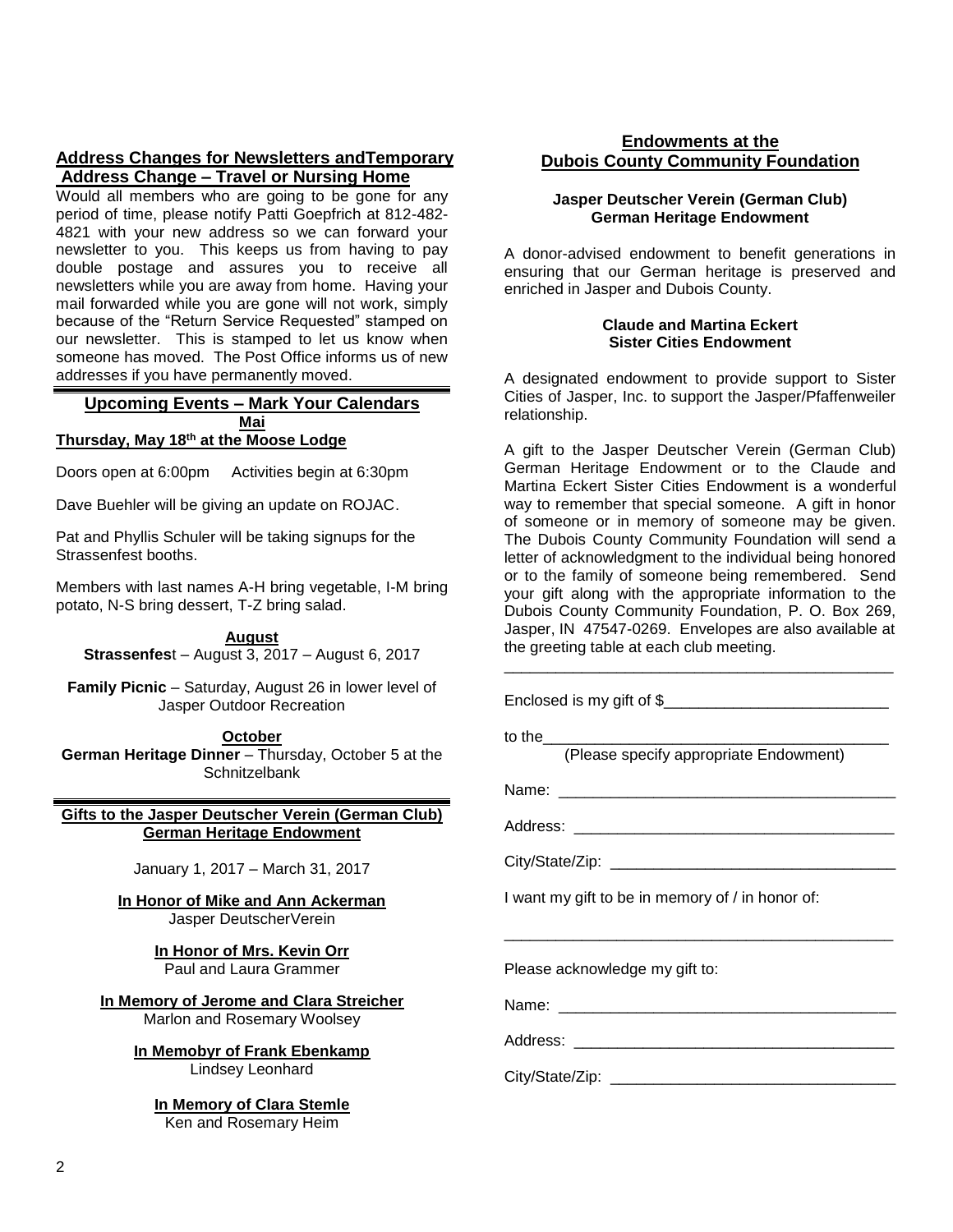## Address Changes for Newsletters andTemporary Address Change – Travel or Nursing Home

Would all members who are going to be gone for any period of time, please notify Patti Goepfrich at 812-482-4821 with your new address so we can forward your newsletter to you. This keeps us from having to pay double postage and assures you to receive all newsletters while you are away from home. Having your mail forwarded while you are gone will not work, simply because of the "Return Service Requested" stamped on our newsletter. This is stamped to let us know when someone has moved. The Post Office informs us of new addresses if you have permanently moved.

## Upcoming Events – Mark Your Calendars

### Mai

**Thursday, May 18th at the Moose Lodge**

Doors open at 6:00pm     Activities begin at 6:30pm

Dave Buehler will be giving an update on ROJAC.

Pat and Phyllis Schuler will be taking signups for the Strassenfest booths.

Members with last names A-H bring vegetable, I-M bring potato, N-S bring dessert, T-Z bring salad.

### August

**Strassenfes**t – August 3, 2017 – August 6, 2017

**Family Picnic** – Saturday, August 26 in lower level of Jasper Outdoor Recreation

### October

**German Heritage Dinner** – Thursday, October 5 at the Schnitzelbank

## Gifts to the Jasper Deutscher Verein (German Club) German Heritage Endowment

January 1, 2017 – March 31, 2017

**In Honor of Mike and Ann Ackerman**
Jasper DeutscherVerein

**In Honor of Mrs. Kevin Orr**
Paul and Laura Grammer

**In Memory of Jerome and Clara Streicher**
Marlon and Rosemary Woolsey

**In Memobyr of Frank Ebenkamp**
Lindsey Leonhard

**In Memory of Clara Stemle**
Ken and Rosemary Heim

## Endowments at the Dubois County Community Foundation

**Jasper Deutscher Verein (German Club) German Heritage Endowment**

A donor-advised endowment to benefit generations in ensuring that our German heritage is preserved and enriched in Jasper and Dubois County.

**Claude and Martina Eckert Sister Cities Endowment**

A designated endowment to provide support to Sister Cities of Jasper, Inc. to support the Jasper/Pfaffenweiler relationship.

A gift to the Jasper Deutscher Verein (German Club) German Heritage Endowment or to the Claude and Martina Eckert Sister Cities Endowment is a wonderful way to remember that special someone. A gift in honor of someone or in memory of someone may be given. The Dubois County Community Foundation will send a letter of acknowledgment to the individual being honored or to the family of someone being remembered. Send your gift along with the appropriate information to the Dubois County Community Foundation, P. O. Box 269, Jasper, IN 47547-0269. Envelopes are also available at the greeting table at each club meeting.

---

Enclosed is my gift of $__________________________

to the________________________________________
(Please specify appropriate Endowment)

Name: ________________________________________

Address: ______________________________________

City/State/Zip: _________________________________

I want my gift to be in memory of / in honor of:

______________________________________________

Please acknowledge my gift to:

Name: ________________________________________

Address: ______________________________________

City/State/Zip: _________________________________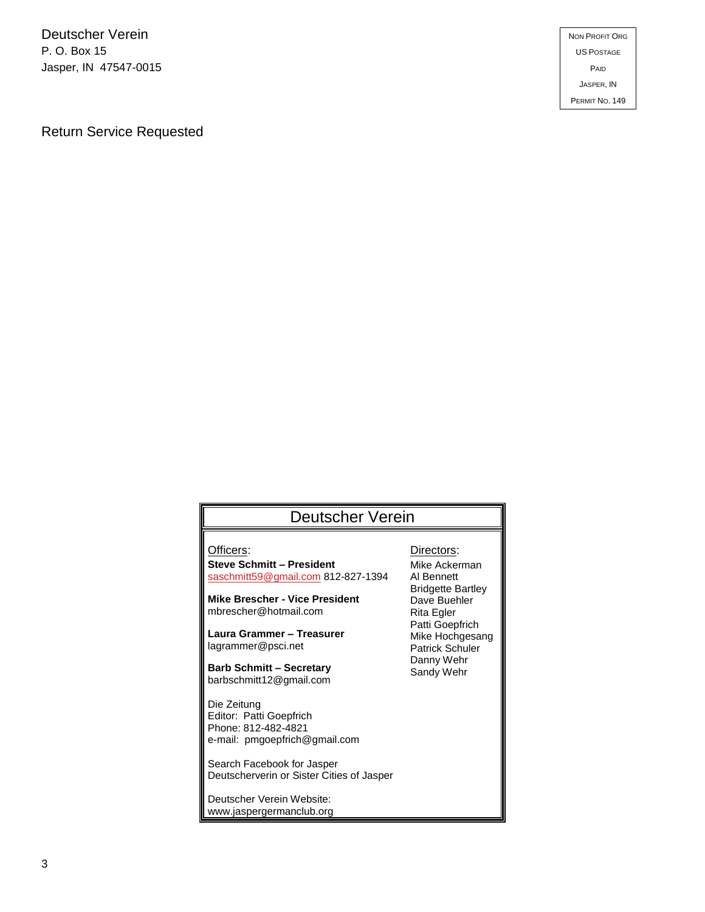Deutscher Verein
P. O. Box 15
Jasper, IN 47547-0015

NON PROFIT ORG
US POSTAGE
PAID
JASPER, IN
PERMIT NO. 149

Return Service Requested

## Deutscher Verein

Officers:

**Steve Schmitt – President**
saschmitt59@gmail.com 812-827-1394

**Mike Brescher - Vice President**
mbrescher@hotmail.com

**Laura Grammer – Treasurer**
lagrammer@psci.net

**Barb Schmitt – Secretary**
barbschmitt12@gmail.com

Die Zeitung
Editor: Patti Goepfrich
Phone: 812-482-4821
e-mail: pmgoepfrich@gmail.com

Search Facebook for Jasper Deutscherverin or Sister Cities of Jasper

Deutscher Verein Website:
www.jaspergermanclub.org

Directors:

Mike Ackerman
Al Bennett
Bridgette Bartley
Dave Buehler
Rita Egler
Patti Goepfrich
Mike Hochgesang
Patrick Schuler
Danny Wehr
Sandy Wehr